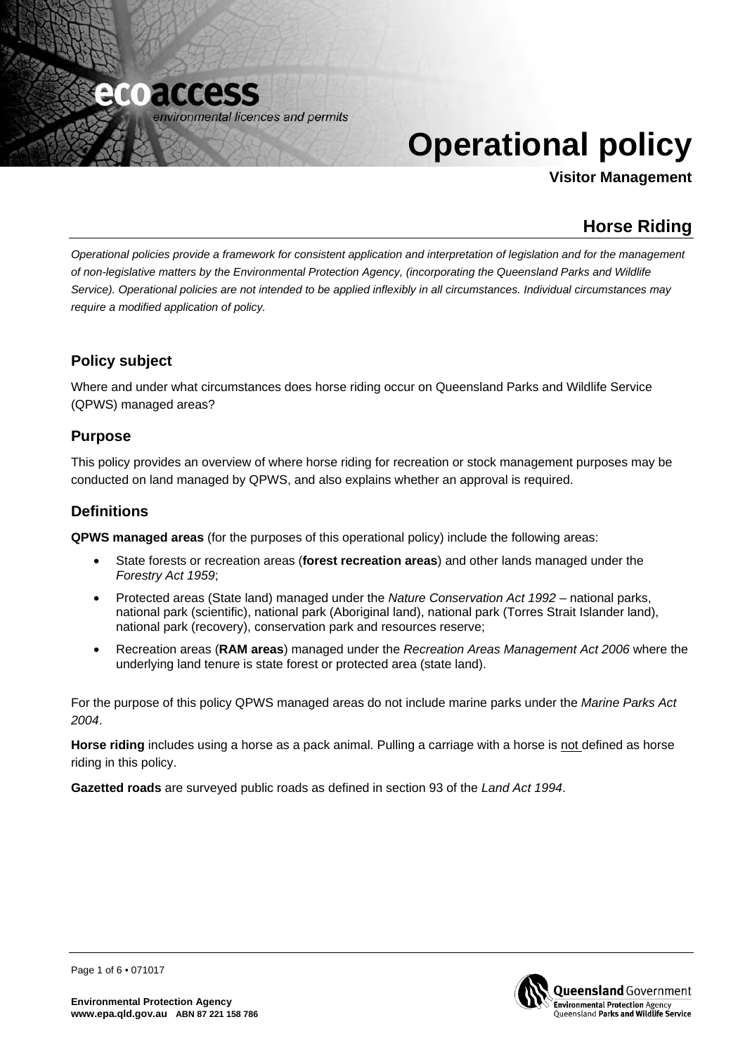ecoaccess
*environmental licences and permits*

# Operational policy

**Visitor Management**

## Horse Riding

*Operational policies provide a framework for consistent application and interpretation of legislation and for the management of non-legislative matters by the Environmental Protection Agency, (incorporating the Queensland Parks and Wildlife Service). Operational policies are not intended to be applied inflexibly in all circumstances. Individual circumstances may require a modified application of policy.*

### Policy subject

Where and under what circumstances does horse riding occur on Queensland Parks and Wildlife Service (QPWS) managed areas?

### Purpose

This policy provides an overview of where horse riding for recreation or stock management purposes may be conducted on land managed by QPWS, and also explains whether an approval is required.

### Definitions

**QPWS managed areas** (for the purposes of this operational policy) include the following areas:

- State forests or recreation areas (**forest recreation areas**) and other lands managed under the *Forestry Act 1959*;
- Protected areas (State land) managed under the *Nature Conservation Act 1992* – national parks, national park (scientific), national park (Aboriginal land), national park (Torres Strait Islander land), national park (recovery), conservation park and resources reserve;
- Recreation areas (**RAM areas**) managed under the *Recreation Areas Management Act 2006* where the underlying land tenure is state forest or protected area (state land).

For the purpose of this policy QPWS managed areas do not include marine parks under the *Marine Parks Act 2004*.

**Horse riding** includes using a horse as a pack animal. Pulling a carriage with a horse is <u>not</u> defined as horse riding in this policy.

**Gazetted roads** are surveyed public roads as defined in section 93 of the *Land Act 1994*.

**Environmental Protection Agency**
**www.epa.qld.gov.au** **ABN 87 221 158 786**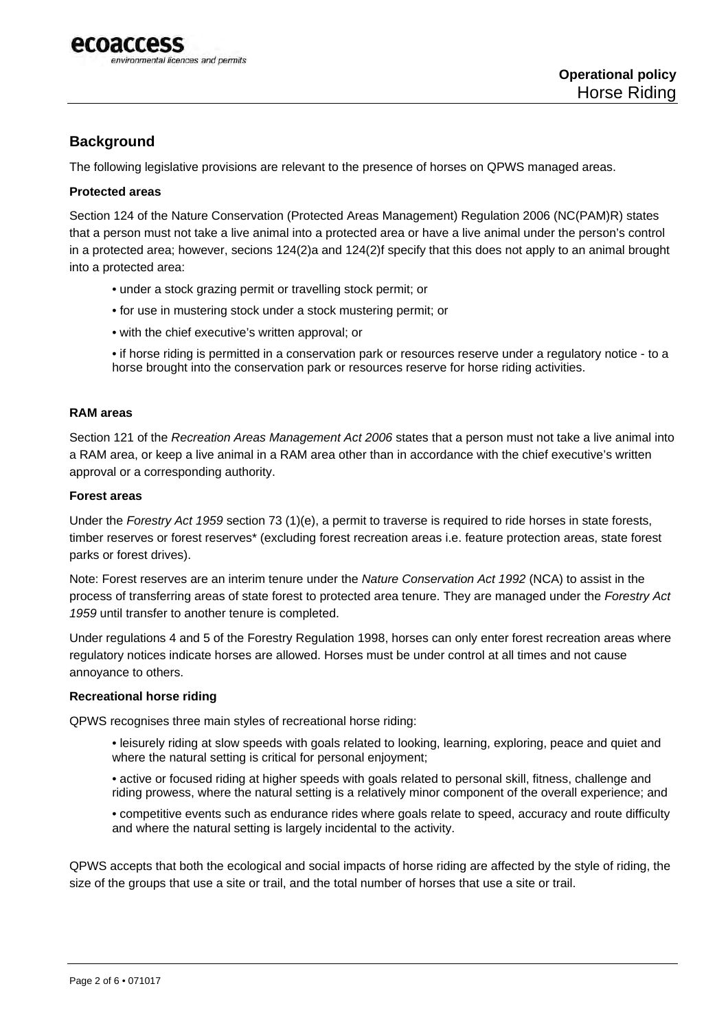## Background

The following legislative provisions are relevant to the presence of horses on QPWS managed areas.

**Protected areas**

Section 124 of the Nature Conservation (Protected Areas Management) Regulation 2006 (NC(PAM)R) states that a person must not take a live animal into a protected area or have a live animal under the person's control in a protected area; however, secions 124(2)a and 124(2)f specify that this does not apply to an animal brought into a protected area:

- under a stock grazing permit or travelling stock permit; or
- for use in mustering stock under a stock mustering permit; or
- with the chief executive's written approval; or
- if horse riding is permitted in a conservation park or resources reserve under a regulatory notice - to a horse brought into the conservation park or resources reserve for horse riding activities.

**RAM areas**

Section 121 of the *Recreation Areas Management Act 2006* states that a person must not take a live animal into a RAM area, or keep a live animal in a RAM area other than in accordance with the chief executive's written approval or a corresponding authority.

**Forest areas**

Under the *Forestry Act 1959* section 73 (1)(e), a permit to traverse is required to ride horses in state forests, timber reserves or forest reserves* (excluding forest recreation areas i.e. feature protection areas, state forest parks or forest drives).

Note: Forest reserves are an interim tenure under the *Nature Conservation Act 1992* (NCA) to assist in the process of transferring areas of state forest to protected area tenure. They are managed under the *Forestry Act 1959* until transfer to another tenure is completed.

Under regulations 4 and 5 of the Forestry Regulation 1998, horses can only enter forest recreation areas where regulatory notices indicate horses are allowed. Horses must be under control at all times and not cause annoyance to others.

**Recreational horse riding**

QPWS recognises three main styles of recreational horse riding:

- leisurely riding at slow speeds with goals related to looking, learning, exploring, peace and quiet and where the natural setting is critical for personal enjoyment;
- active or focused riding at higher speeds with goals related to personal skill, fitness, challenge and riding prowess, where the natural setting is a relatively minor component of the overall experience; and
- competitive events such as endurance rides where goals relate to speed, accuracy and route difficulty and where the natural setting is largely incidental to the activity.

QPWS accepts that both the ecological and social impacts of horse riding are affected by the style of riding, the size of the groups that use a site or trail, and the total number of horses that use a site or trail.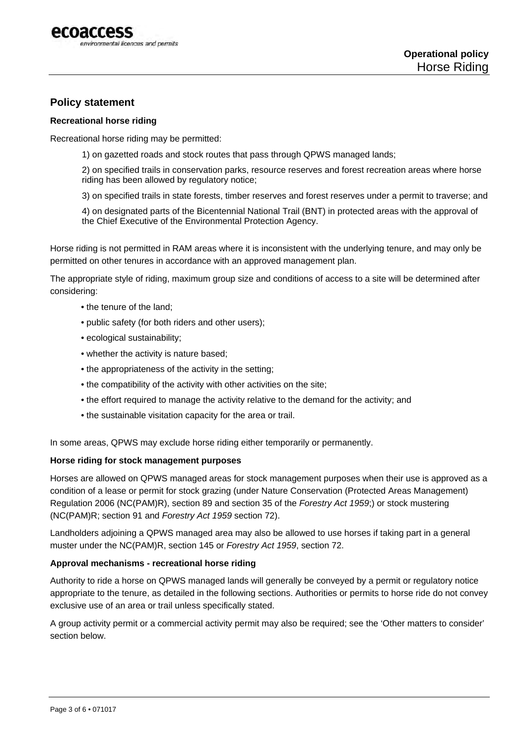## Policy statement

**Recreational horse riding**

Recreational horse riding may be permitted:

1) on gazetted roads and stock routes that pass through QPWS managed lands;

2) on specified trails in conservation parks, resource reserves and forest recreation areas where horse riding has been allowed by regulatory notice;

3) on specified trails in state forests, timber reserves and forest reserves under a permit to traverse; and

4) on designated parts of the Bicentennial National Trail (BNT) in protected areas with the approval of the Chief Executive of the Environmental Protection Agency.

Horse riding is not permitted in RAM areas where it is inconsistent with the underlying tenure, and may only be permitted on other tenures in accordance with an approved management plan.

The appropriate style of riding, maximum group size and conditions of access to a site will be determined after considering:

- the tenure of the land;
- public safety (for both riders and other users);
- ecological sustainability;
- whether the activity is nature based;
- the appropriateness of the activity in the setting;
- the compatibility of the activity with other activities on the site;
- the effort required to manage the activity relative to the demand for the activity; and
- the sustainable visitation capacity for the area or trail.

In some areas, QPWS may exclude horse riding either temporarily or permanently.

**Horse riding for stock management purposes**

Horses are allowed on QPWS managed areas for stock management purposes when their use is approved as a condition of a lease or permit for stock grazing (under Nature Conservation (Protected Areas Management) Regulation 2006 (NC(PAM)R), section 89 and section 35 of the *Forestry Act 1959*;) or stock mustering (NC(PAM)R; section 91 and *Forestry Act 1959* section 72).

Landholders adjoining a QPWS managed area may also be allowed to use horses if taking part in a general muster under the NC(PAM)R, section 145 or *Forestry Act 1959*, section 72.

**Approval mechanisms - recreational horse riding**

Authority to ride a horse on QPWS managed lands will generally be conveyed by a permit or regulatory notice appropriate to the tenure, as detailed in the following sections. Authorities or permits to horse ride do not convey exclusive use of an area or trail unless specifically stated.

A group activity permit or a commercial activity permit may also be required; see the 'Other matters to consider' section below.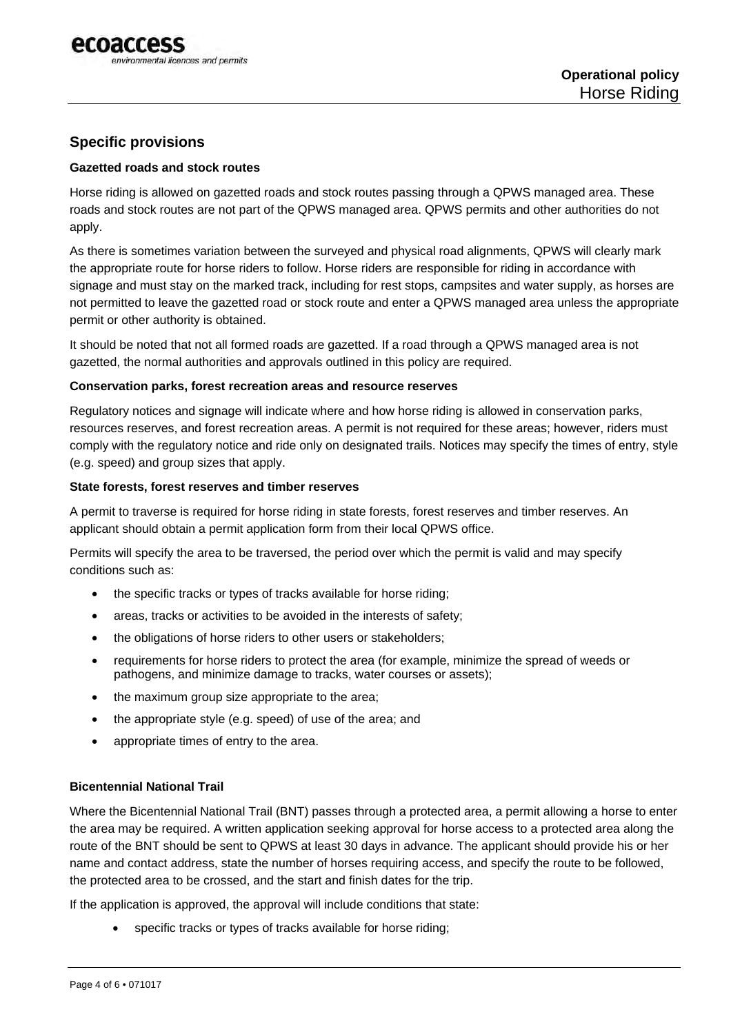## Specific provisions

**Gazetted roads and stock routes**

Horse riding is allowed on gazetted roads and stock routes passing through a QPWS managed area. These roads and stock routes are not part of the QPWS managed area. QPWS permits and other authorities do not apply.

As there is sometimes variation between the surveyed and physical road alignments, QPWS will clearly mark the appropriate route for horse riders to follow. Horse riders are responsible for riding in accordance with signage and must stay on the marked track, including for rest stops, campsites and water supply, as horses are not permitted to leave the gazetted road or stock route and enter a QPWS managed area unless the appropriate permit or other authority is obtained.

It should be noted that not all formed roads are gazetted. If a road through a QPWS managed area is not gazetted, the normal authorities and approvals outlined in this policy are required.

**Conservation parks, forest recreation areas and resource reserves**

Regulatory notices and signage will indicate where and how horse riding is allowed in conservation parks, resources reserves, and forest recreation areas. A permit is not required for these areas; however, riders must comply with the regulatory notice and ride only on designated trails. Notices may specify the times of entry, style (e.g. speed) and group sizes that apply.

**State forests, forest reserves and timber reserves**

A permit to traverse is required for horse riding in state forests, forest reserves and timber reserves. An applicant should obtain a permit application form from their local QPWS office.

Permits will specify the area to be traversed, the period over which the permit is valid and may specify conditions such as:

- the specific tracks or types of tracks available for horse riding;
- areas, tracks or activities to be avoided in the interests of safety;
- the obligations of horse riders to other users or stakeholders;
- requirements for horse riders to protect the area (for example, minimize the spread of weeds or pathogens, and minimize damage to tracks, water courses or assets);
- the maximum group size appropriate to the area;
- the appropriate style (e.g. speed) of use of the area; and
- appropriate times of entry to the area.

**Bicentennial National Trail**

Where the Bicentennial National Trail (BNT) passes through a protected area, a permit allowing a horse to enter the area may be required. A written application seeking approval for horse access to a protected area along the route of the BNT should be sent to QPWS at least 30 days in advance. The applicant should provide his or her name and contact address, state the number of horses requiring access, and specify the route to be followed, the protected area to be crossed, and the start and finish dates for the trip.

If the application is approved, the approval will include conditions that state:

- specific tracks or types of tracks available for horse riding;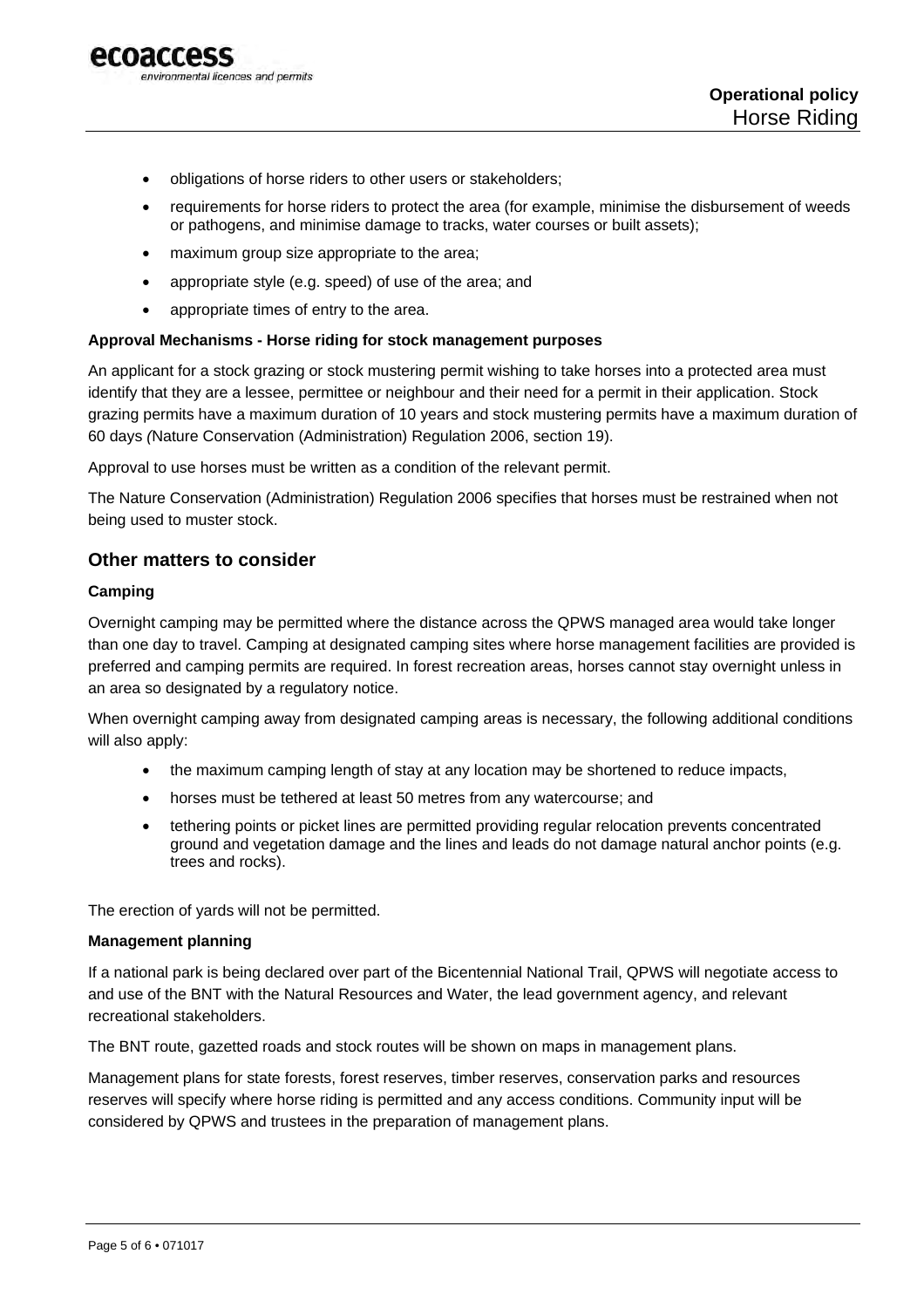- obligations of horse riders to other users or stakeholders;
- requirements for horse riders to protect the area (for example, minimise the disbursement of weeds or pathogens, and minimise damage to tracks, water courses or built assets);
- maximum group size appropriate to the area;
- appropriate style (e.g. speed) of use of the area; and
- appropriate times of entry to the area.

**Approval Mechanisms - Horse riding for stock management purposes**

An applicant for a stock grazing or stock mustering permit wishing to take horses into a protected area must identify that they are a lessee, permittee or neighbour and their need for a permit in their application. Stock grazing permits have a maximum duration of 10 years and stock mustering permits have a maximum duration of 60 days *(*Nature Conservation (Administration) Regulation 2006, section 19).

Approval to use horses must be written as a condition of the relevant permit.

The Nature Conservation (Administration) Regulation 2006 specifies that horses must be restrained when not being used to muster stock.

## Other matters to consider

**Camping**

Overnight camping may be permitted where the distance across the QPWS managed area would take longer than one day to travel. Camping at designated camping sites where horse management facilities are provided is preferred and camping permits are required. In forest recreation areas, horses cannot stay overnight unless in an area so designated by a regulatory notice.

When overnight camping away from designated camping areas is necessary, the following additional conditions will also apply:

- the maximum camping length of stay at any location may be shortened to reduce impacts,
- horses must be tethered at least 50 metres from any watercourse; and
- tethering points or picket lines are permitted providing regular relocation prevents concentrated ground and vegetation damage and the lines and leads do not damage natural anchor points (e.g. trees and rocks).

The erection of yards will not be permitted.

**Management planning**

If a national park is being declared over part of the Bicentennial National Trail, QPWS will negotiate access to and use of the BNT with the Natural Resources and Water, the lead government agency, and relevant recreational stakeholders.

The BNT route, gazetted roads and stock routes will be shown on maps in management plans.

Management plans for state forests, forest reserves, timber reserves, conservation parks and resources reserves will specify where horse riding is permitted and any access conditions. Community input will be considered by QPWS and trustees in the preparation of management plans.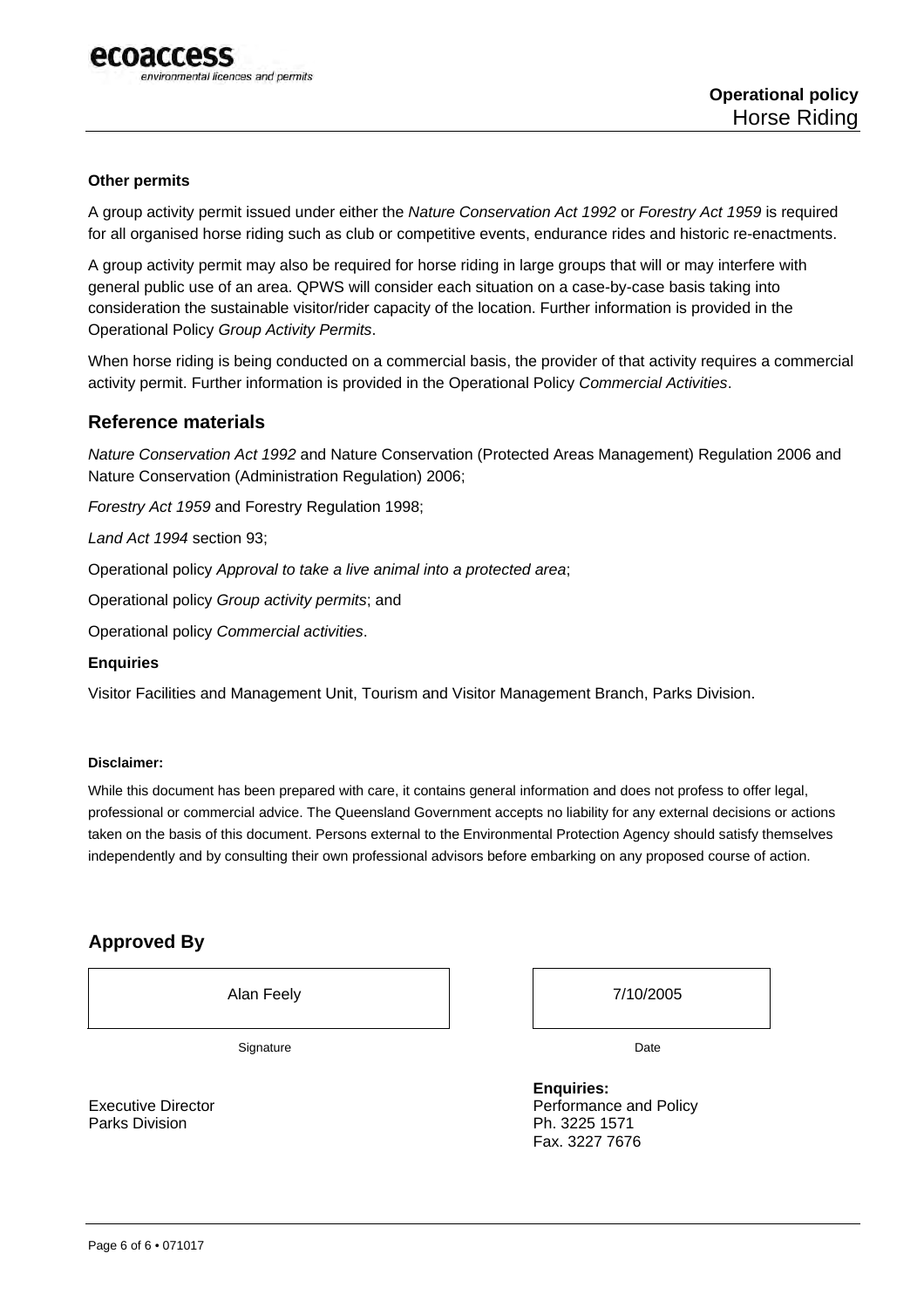**Other permits**

A group activity permit issued under either the *Nature Conservation Act 1992* or *Forestry Act 1959* is required for all organised horse riding such as club or competitive events, endurance rides and historic re-enactments.

A group activity permit may also be required for horse riding in large groups that will or may interfere with general public use of an area. QPWS will consider each situation on a case-by-case basis taking into consideration the sustainable visitor/rider capacity of the location. Further information is provided in the Operational Policy *Group Activity Permits*.

When horse riding is being conducted on a commercial basis, the provider of that activity requires a commercial activity permit. Further information is provided in the Operational Policy *Commercial Activities*.

## Reference materials

*Nature Conservation Act 1992* and Nature Conservation (Protected Areas Management) Regulation 2006 and Nature Conservation (Administration Regulation) 2006;

*Forestry Act 1959* and Forestry Regulation 1998;

*Land Act 1994* section 93;

Operational policy *Approval to take a live animal into a protected area*;

Operational policy *Group activity permits*; and

Operational policy *Commercial activities*.

**Enquiries**

Visitor Facilities and Management Unit, Tourism and Visitor Management Branch, Parks Division.

**Disclaimer:**

While this document has been prepared with care, it contains general information and does not profess to offer legal, professional or commercial advice. The Queensland Government accepts no liability for any external decisions or actions taken on the basis of this document. Persons external to the Environmental Protection Agency should satisfy themselves independently and by consulting their own professional advisors before embarking on any proposed course of action.

## Approved By

| | |
|---|---|
| Alan Feely | 7/10/2005 |
| Signature | Date |

Executive Director
Parks Division

**Enquiries:**
Performance and Policy
Ph. 3225 1571
Fax. 3227 7676